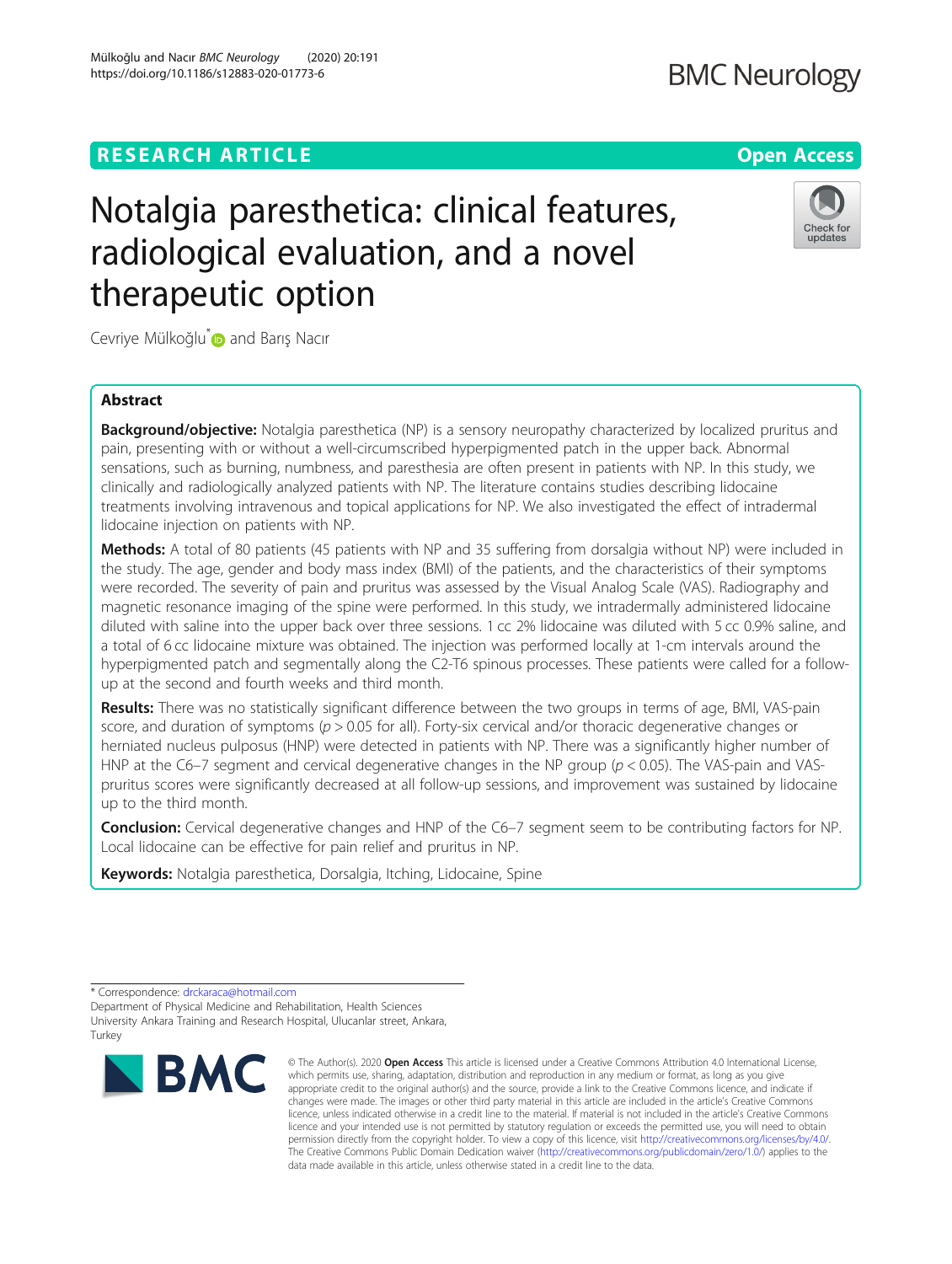RESEARCH ARTICLE

Open Access

# Notalgia paresthetica: clinical features, radiological evaluation, and a novel therapeutic option

Cevriye Mülkoğlu* and Barış Nacır

## Abstract

**Background/objective:** Notalgia paresthetica (NP) is a sensory neuropathy characterized by localized pruritus and pain, presenting with or without a well-circumscribed hyperpigmented patch in the upper back. Abnormal sensations, such as burning, numbness, and paresthesia are often present in patients with NP. In this study, we clinically and radiologically analyzed patients with NP. The literature contains studies describing lidocaine treatments involving intravenous and topical applications for NP. We also investigated the effect of intradermal lidocaine injection on patients with NP.

**Methods:** A total of 80 patients (45 patients with NP and 35 suffering from dorsalgia without NP) were included in the study. The age, gender and body mass index (BMI) of the patients, and the characteristics of their symptoms were recorded. The severity of pain and pruritus was assessed by the Visual Analog Scale (VAS). Radiography and magnetic resonance imaging of the spine were performed. In this study, we intradermally administered lidocaine diluted with saline into the upper back over three sessions. 1 cc 2% lidocaine was diluted with 5 cc 0.9% saline, and a total of 6 cc lidocaine mixture was obtained. The injection was performed locally at 1-cm intervals around the hyperpigmented patch and segmentally along the C2-T6 spinous processes. These patients were called for a follow-up at the second and fourth weeks and third month.

**Results:** There was no statistically significant difference between the two groups in terms of age, BMI, VAS-pain score, and duration of symptoms ($p > 0.05$ for all). Forty-six cervical and/or thoracic degenerative changes or herniated nucleus pulposus (HNP) were detected in patients with NP. There was a significantly higher number of HNP at the C6–7 segment and cervical degenerative changes in the NP group ($p < 0.05$). The VAS-pain and VAS-pruritus scores were significantly decreased at all follow-up sessions, and improvement was sustained by lidocaine up to the third month.

**Conclusion:** Cervical degenerative changes and HNP of the C6–7 segment seem to be contributing factors for NP. Local lidocaine can be effective for pain relief and pruritus in NP.

**Keywords:** Notalgia paresthetica, Dorsalgia, Itching, Lidocaine, Spine

* Correspondence: drckaraca@hotmail.com
Department of Physical Medicine and Rehabilitation, Health Sciences University Ankara Training and Research Hospital, Ulucanlar street, Ankara, Turkey

© The Author(s). 2020 **Open Access** This article is licensed under a Creative Commons Attribution 4.0 International License, which permits use, sharing, adaptation, distribution and reproduction in any medium or format, as long as you give appropriate credit to the original author(s) and the source, provide a link to the Creative Commons licence, and indicate if changes were made. The images or other third party material in this article are included in the article's Creative Commons licence, unless indicated otherwise in a credit line to the material. If material is not included in the article's Creative Commons licence and your intended use is not permitted by statutory regulation or exceeds the permitted use, you will need to obtain permission directly from the copyright holder. To view a copy of this licence, visit http://creativecommons.org/licenses/by/4.0/. The Creative Commons Public Domain Dedication waiver (http://creativecommons.org/publicdomain/zero/1.0/) applies to the data made available in this article, unless otherwise stated in a credit line to the data.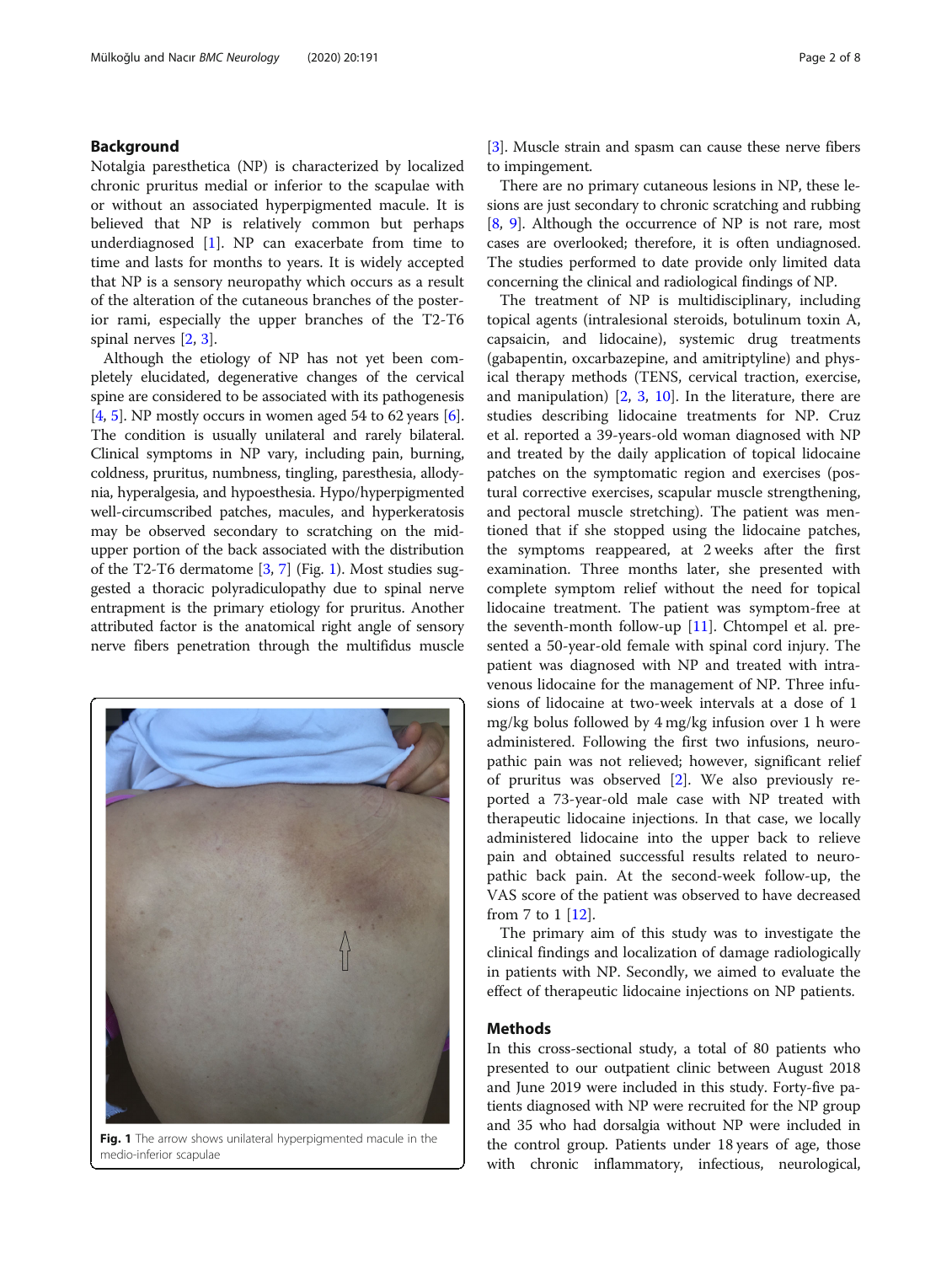## Background

Notalgia paresthetica (NP) is characterized by localized chronic pruritus medial or inferior to the scapulae with or without an associated hyperpigmented macule. It is believed that NP is relatively common but perhaps underdiagnosed [1]. NP can exacerbate from time to time and lasts for months to years. It is widely accepted that NP is a sensory neuropathy which occurs as a result of the alteration of the cutaneous branches of the posterior rami, especially the upper branches of the T2-T6 spinal nerves [2, 3].

Although the etiology of NP has not yet been completely elucidated, degenerative changes of the cervical spine are considered to be associated with its pathogenesis [4, 5]. NP mostly occurs in women aged 54 to 62 years [6]. The condition is usually unilateral and rarely bilateral. Clinical symptoms in NP vary, including pain, burning, coldness, pruritus, numbness, tingling, paresthesia, allodynia, hyperalgesia, and hypoesthesia. Hypo/hyperpigmented well-circumscribed patches, macules, and hyperkeratosis may be observed secondary to scratching on the mid-upper portion of the back associated with the distribution of the T2-T6 dermatome [3, 7] (Fig. 1). Most studies suggested a thoracic polyradiculopathy due to spinal nerve entrapment is the primary etiology for pruritus. Another attributed factor is the anatomical right angle of sensory nerve fibers penetration through the multifidus muscle [3]. Muscle strain and spasm can cause these nerve fibers to impingement.

**Fig. 1** The arrow shows unilateral hyperpigmented macule in the medio-inferior scapulae

There are no primary cutaneous lesions in NP, these lesions are just secondary to chronic scratching and rubbing [8, 9]. Although the occurrence of NP is not rare, most cases are overlooked; therefore, it is often undiagnosed. The studies performed to date provide only limited data concerning the clinical and radiological findings of NP.

The treatment of NP is multidisciplinary, including topical agents (intralesional steroids, botulinum toxin A, capsaicin, and lidocaine), systemic drug treatments (gabapentin, oxcarbazepine, and amitriptyline) and physical therapy methods (TENS, cervical traction, exercise, and manipulation) [2, 3, 10]. In the literature, there are studies describing lidocaine treatments for NP. Cruz et al. reported a 39-years-old woman diagnosed with NP and treated by the daily application of topical lidocaine patches on the symptomatic region and exercises (postural corrective exercises, scapular muscle strengthening, and pectoral muscle stretching). The patient was mentioned that if she stopped using the lidocaine patches, the symptoms reappeared, at 2 weeks after the first examination. Three months later, she presented with complete symptom relief without the need for topical lidocaine treatment. The patient was symptom-free at the seventh-month follow-up [11]. Chtompel et al. presented a 50-year-old female with spinal cord injury. The patient was diagnosed with NP and treated with intravenous lidocaine for the management of NP. Three infusions of lidocaine at two-week intervals at a dose of 1 mg/kg bolus followed by 4 mg/kg infusion over 1 h were administered. Following the first two infusions, neuropathic pain was not relieved; however, significant relief of pruritus was observed [2]. We also previously reported a 73-year-old male case with NP treated with therapeutic lidocaine injections. In that case, we locally administered lidocaine into the upper back to relieve pain and obtained successful results related to neuropathic back pain. At the second-week follow-up, the VAS score of the patient was observed to have decreased from 7 to 1 [12].

The primary aim of this study was to investigate the clinical findings and localization of damage radiologically in patients with NP. Secondly, we aimed to evaluate the effect of therapeutic lidocaine injections on NP patients.

## Methods

In this cross-sectional study, a total of 80 patients who presented to our outpatient clinic between August 2018 and June 2019 were included in this study. Forty-five patients diagnosed with NP were recruited for the NP group and 35 who had dorsalgia without NP were included in the control group. Patients under 18 years of age, those with chronic inflammatory, infectious, neurological,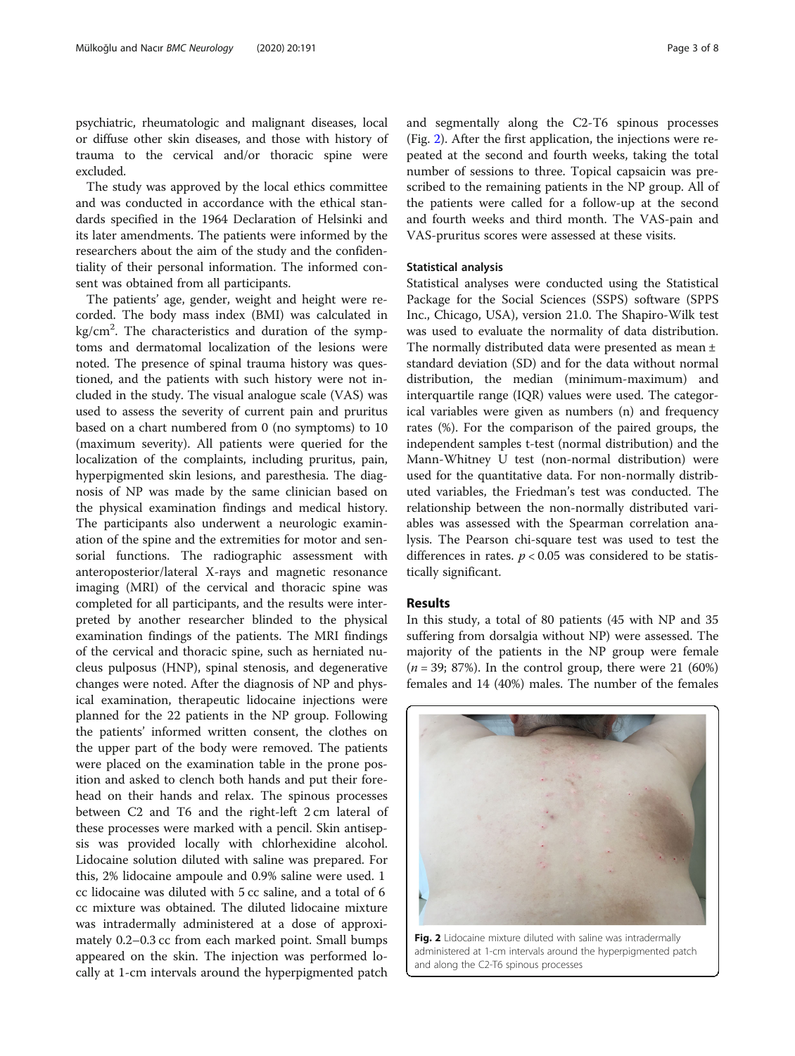psychiatric, rheumatologic and malignant diseases, local or diffuse other skin diseases, and those with history of trauma to the cervical and/or thoracic spine were excluded.

The study was approved by the local ethics committee and was conducted in accordance with the ethical standards specified in the 1964 Declaration of Helsinki and its later amendments. The patients were informed by the researchers about the aim of the study and the confidentiality of their personal information. The informed consent was obtained from all participants.

The patients' age, gender, weight and height were recorded. The body mass index (BMI) was calculated in $kg/cm^2$. The characteristics and duration of the symptoms and dermatomal localization of the lesions were noted. The presence of spinal trauma history was questioned, and the patients with such history were not included in the study. The visual analogue scale (VAS) was used to assess the severity of current pain and pruritus based on a chart numbered from 0 (no symptoms) to 10 (maximum severity). All patients were queried for the localization of the complaints, including pruritus, pain, hyperpigmented skin lesions, and paresthesia. The diagnosis of NP was made by the same clinician based on the physical examination findings and medical history. The participants also underwent a neurologic examination of the spine and the extremities for motor and sensorial functions. The radiographic assessment with anteroposterior/lateral X-rays and magnetic resonance imaging (MRI) of the cervical and thoracic spine was completed for all participants, and the results were interpreted by another researcher blinded to the physical examination findings of the patients. The MRI findings of the cervical and thoracic spine, such as herniated nucleus pulposus (HNP), spinal stenosis, and degenerative changes were noted. After the diagnosis of NP and physical examination, therapeutic lidocaine injections were planned for the 22 patients in the NP group. Following the patients' informed written consent, the clothes on the upper part of the body were removed. The patients were placed on the examination table in the prone position and asked to clench both hands and put their forehead on their hands and relax. The spinous processes between C2 and T6 and the right-left 2 cm lateral of these processes were marked with a pencil. Skin antisepsis was provided locally with chlorhexidine alcohol. Lidocaine solution diluted with saline was prepared. For this, 2% lidocaine ampoule and 0.9% saline were used. 1 cc lidocaine was diluted with 5 cc saline, and a total of 6 cc mixture was obtained. The diluted lidocaine mixture was intradermally administered at a dose of approximately 0.2–0.3 cc from each marked point. Small bumps appeared on the skin. The injection was performed locally at 1-cm intervals around the hyperpigmented patch and segmentally along the C2-T6 spinous processes (Fig. 2). After the first application, the injections were repeated at the second and fourth weeks, taking the total number of sessions to three. Topical capsaicin was prescribed to the remaining patients in the NP group. All of the patients were called for a follow-up at the second and fourth weeks and third month. The VAS-pain and VAS-pruritus scores were assessed at these visits.

### Statistical analysis

Statistical analyses were conducted using the Statistical Package for the Social Sciences (SSPS) software (SPPS Inc., Chicago, USA), version 21.0. The Shapiro-Wilk test was used to evaluate the normality of data distribution. The normally distributed data were presented as mean ± standard deviation (SD) and for the data without normal distribution, the median (minimum-maximum) and interquartile range (IQR) values were used. The categorical variables were given as numbers (n) and frequency rates (%). For the comparison of the paired groups, the independent samples t-test (normal distribution) and the Mann-Whitney U test (non-normal distribution) were used for the quantitative data. For non-normally distributed variables, the Friedman's test was conducted. The relationship between the non-normally distributed variables was assessed with the Spearman correlation analysis. The Pearson chi-square test was used to test the differences in rates. $p < 0.05$ was considered to be statistically significant.

## Results

In this study, a total of 80 patients (45 with NP and 35 suffering from dorsalgia without NP) were assessed. The majority of the patients in the NP group were female ($n = 39$; 87%). In the control group, there were 21 (60%) females and 14 (40%) males. The number of the females

**Fig. 2** Lidocaine mixture diluted with saline was intradermally administered at 1-cm intervals around the hyperpigmented patch and along the C2-T6 spinous processes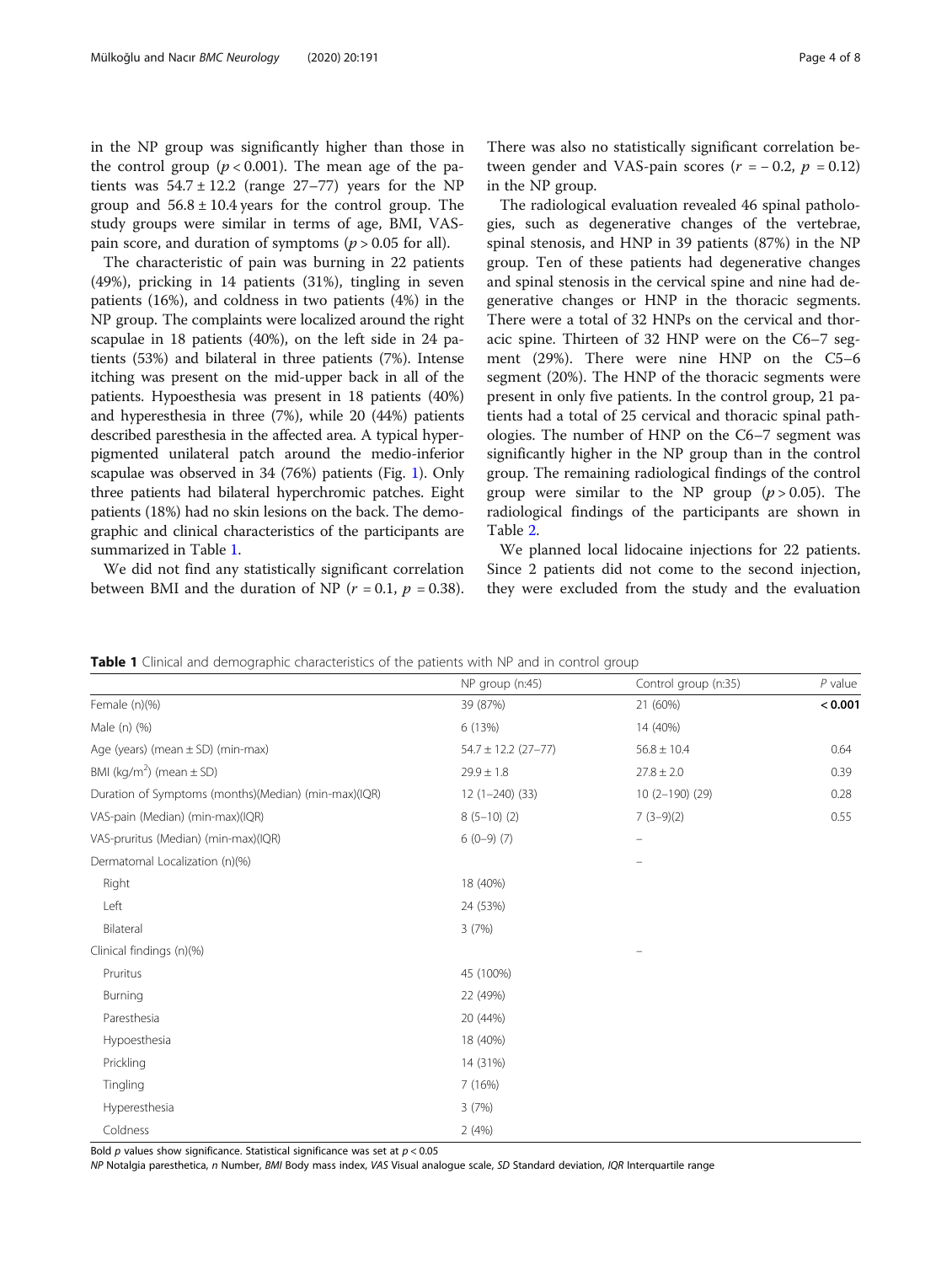in the NP group was significantly higher than those in the control group ($p < 0.001$). The mean age of the patients was $54.7 \pm 12.2$ (range 27–77) years for the NP group and $56.8 \pm 10.4$ years for the control group. The study groups were similar in terms of age, BMI, VAS-pain score, and duration of symptoms ($p > 0.05$ for all).

The characteristic of pain was burning in 22 patients (49%), pricking in 14 patients (31%), tingling in seven patients (16%), and coldness in two patients (4%) in the NP group. The complaints were localized around the right scapulae in 18 patients (40%), on the left side in 24 patients (53%) and bilateral in three patients (7%). Intense itching was present on the mid-upper back in all of the patients. Hypoesthesia was present in 18 patients (40%) and hyperesthesia in three (7%), while 20 (44%) patients described paresthesia in the affected area. A typical hyperpigmented unilateral patch around the medio-inferior scapulae was observed in 34 (76%) patients (Fig. 1). Only three patients had bilateral hyperchromic patches. Eight patients (18%) had no skin lesions on the back. The demographic and clinical characteristics of the participants are summarized in Table 1.

We did not find any statistically significant correlation between BMI and the duration of NP ($r = 0.1$, $p = 0.38$). There was also no statistically significant correlation between gender and VAS-pain scores ($r = -0.2$, $p = 0.12$) in the NP group.

The radiological evaluation revealed 46 spinal pathologies, such as degenerative changes of the vertebrae, spinal stenosis, and HNP in 39 patients (87%) in the NP group. Ten of these patients had degenerative changes and spinal stenosis in the cervical spine and nine had degenerative changes or HNP in the thoracic segments. There were a total of 32 HNPs on the cervical and thoracic spine. Thirteen of 32 HNP were on the C6–7 segment (29%). There were nine HNP on the C5–6 segment (20%). The HNP of the thoracic segments were present in only five patients. In the control group, 21 patients had a total of 25 cervical and thoracic spinal pathologies. The number of HNP on the C6–7 segment was significantly higher in the NP group than in the control group. The remaining radiological findings of the control group were similar to the NP group ($p > 0.05$). The radiological findings of the participants are shown in Table 2.

We planned local lidocaine injections for 22 patients. Since 2 patients did not come to the second injection, they were excluded from the study and the evaluation

**Table 1** Clinical and demographic characteristics of the patients with NP and in control group

| | NP group (n:45) | Control group (n:35) | *P* value |
|---|---|---|---|
| Female (n)(%) | 39 (87%) | 21 (60%) | **< 0.001** |
| Male (n) (%) | 6 (13%) | 14 (40%) | |
| Age (years) (mean ± SD) (min-max) | 54.7 ± 12.2 (27–77) | 56.8 ± 10.4 | 0.64 |
| BMI (kg/m$^2$) (mean ± SD) | 29.9 ± 1.8 | 27.8 ± 2.0 | 0.39 |
| Duration of Symptoms (months)(Median) (min-max)(IQR) | 12 (1–240) (33) | 10 (2–190) (29) | 0.28 |
| VAS-pain (Median) (min-max)(IQR) | 8 (5–10) (2) | 7 (3–9)(2) | 0.55 |
| VAS-pruritus (Median) (min-max)(IQR) | 6 (0–9) (7) | – | |
| Dermatomal Localization (n)(%) | | – | |
| Right | 18 (40%) | | |
| Left | 24 (53%) | | |
| Bilateral | 3 (7%) | | |
| Clinical findings (n)(%) | | – | |
| Pruritus | 45 (100%) | | |
| Burning | 22 (49%) | | |
| Paresthesia | 20 (44%) | | |
| Hypoesthesia | 18 (40%) | | |
| Prickling | 14 (31%) | | |
| Tingling | 7 (16%) | | |
| Hyperesthesia | 3 (7%) | | |
| Coldness | 2 (4%) | | |

Bold *p* values show significance. Statistical significance was set at $p < 0.05$

*NP* Notalgia paresthetica, *n* Number, *BMI* Body mass index, *VAS* Visual analogue scale, *SD* Standard deviation, *IQR* Interquartile range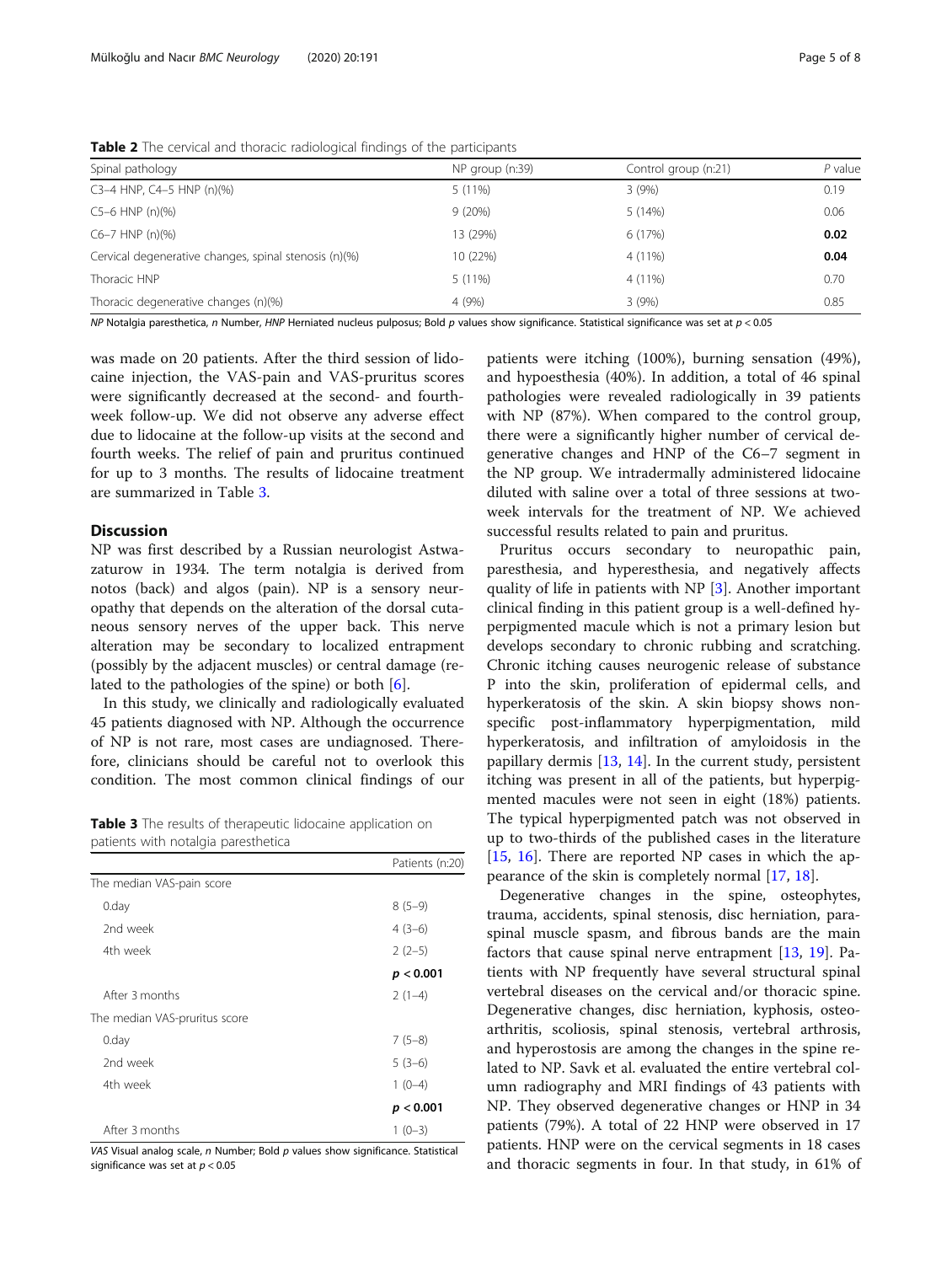**Table 2** The cervical and thoracic radiological findings of the participants

| Spinal pathology | NP group (n:39) | Control group (n:21) | *P* value |
|---|---|---|---|
| C3–4 HNP, C4–5 HNP (n)(%) | 5 (11%) | 3 (9%) | 0.19 |
| C5–6 HNP (n)(%) | 9 (20%) | 5 (14%) | 0.06 |
| C6–7 HNP (n)(%) | 13 (29%) | 6 (17%) | **0.02** |
| Cervical degenerative changes, spinal stenosis (n)(%) | 10 (22%) | 4 (11%) | **0.04** |
| Thoracic HNP | 5 (11%) | 4 (11%) | 0.70 |
| Thoracic degenerative changes (n)(%) | 4 (9%) | 3 (9%) | 0.85 |

*NP* Notalgia paresthetica, *n* Number, *HNP* Herniated nucleus pulposus; Bold *p* values show significance. Statistical significance was set at $p < 0.05$

was made on 20 patients. After the third session of lidocaine injection, the VAS-pain and VAS-pruritus scores were significantly decreased at the second- and fourth-week follow-up. We did not observe any adverse effect due to lidocaine at the follow-up visits at the second and fourth weeks. The relief of pain and pruritus continued for up to 3 months. The results of lidocaine treatment are summarized in Table 3.

## Discussion

NP was first described by a Russian neurologist Astwazaturow in 1934. The term notalgia is derived from notos (back) and algos (pain). NP is a sensory neuropathy that depends on the alteration of the dorsal cutaneous sensory nerves of the upper back. This nerve alteration may be secondary to localized entrapment (possibly by the adjacent muscles) or central damage (related to the pathologies of the spine) or both [6].

In this study, we clinically and radiologically evaluated 45 patients diagnosed with NP. Although the occurrence of NP is not rare, most cases are undiagnosed. Therefore, clinicians should be careful not to overlook this condition. The most common clinical findings of our patients were itching (100%), burning sensation (49%), and hypoesthesia (40%). In addition, a total of 46 spinal pathologies were revealed radiologically in 39 patients with NP (87%). When compared to the control group, there were a significantly higher number of cervical degenerative changes and HNP of the C6–7 segment in the NP group. We intradermally administered lidocaine diluted with saline over a total of three sessions at two-week intervals for the treatment of NP. We achieved successful results related to pain and pruritus.

**Table 3** The results of therapeutic lidocaine application on patients with notalgia paresthetica

| | Patients (n:20) |
|---|---|
| The median VAS-pain score | |
| 0.day | 8 (5–9) |
| 2nd week | 4 (3–6) |
| 4th week | 2 (2–5) |
| | ***p* < 0.001** |
| After 3 months | 2 (1–4) |
| The median VAS-pruritus score | |
| 0.day | 7 (5–8) |
| 2nd week | 5 (3–6) |
| 4th week | 1 (0–4) |
| | ***p* < 0.001** |
| After 3 months | 1 (0–3) |

*VAS* Visual analog scale, *n* Number; Bold *p* values show significance. Statistical significance was set at $p < 0.05$

Pruritus occurs secondary to neuropathic pain, paresthesia, and hyperesthesia, and negatively affects quality of life in patients with NP [3]. Another important clinical finding in this patient group is a well-defined hyperpigmented macule which is not a primary lesion but develops secondary to chronic rubbing and scratching. Chronic itching causes neurogenic release of substance P into the skin, proliferation of epidermal cells, and hyperkeratosis of the skin. A skin biopsy shows nonspecific post-inflammatory hyperpigmentation, mild hyperkeratosis, and infiltration of amyloidosis in the papillary dermis [13, 14]. In the current study, persistent itching was present in all of the patients, but hyperpigmented macules were not seen in eight (18%) patients. The typical hyperpigmented patch was not observed in up to two-thirds of the published cases in the literature [15, 16]. There are reported NP cases in which the appearance of the skin is completely normal [17, 18].

Degenerative changes in the spine, osteophytes, trauma, accidents, spinal stenosis, disc herniation, paraspinal muscle spasm, and fibrous bands are the main factors that cause spinal nerve entrapment [13, 19]. Patients with NP frequently have several structural spinal vertebral diseases on the cervical and/or thoracic spine. Degenerative changes, disc herniation, kyphosis, osteoarthritis, scoliosis, spinal stenosis, vertebral arthrosis, and hyperostosis are among the changes in the spine related to NP. Savk et al. evaluated the entire vertebral column radiography and MRI findings of 43 patients with NP. They observed degenerative changes or HNP in 34 patients (79%). A total of 22 HNP were observed in 17 patients. HNP were on the cervical segments in 18 cases and thoracic segments in four. In that study, in 61% of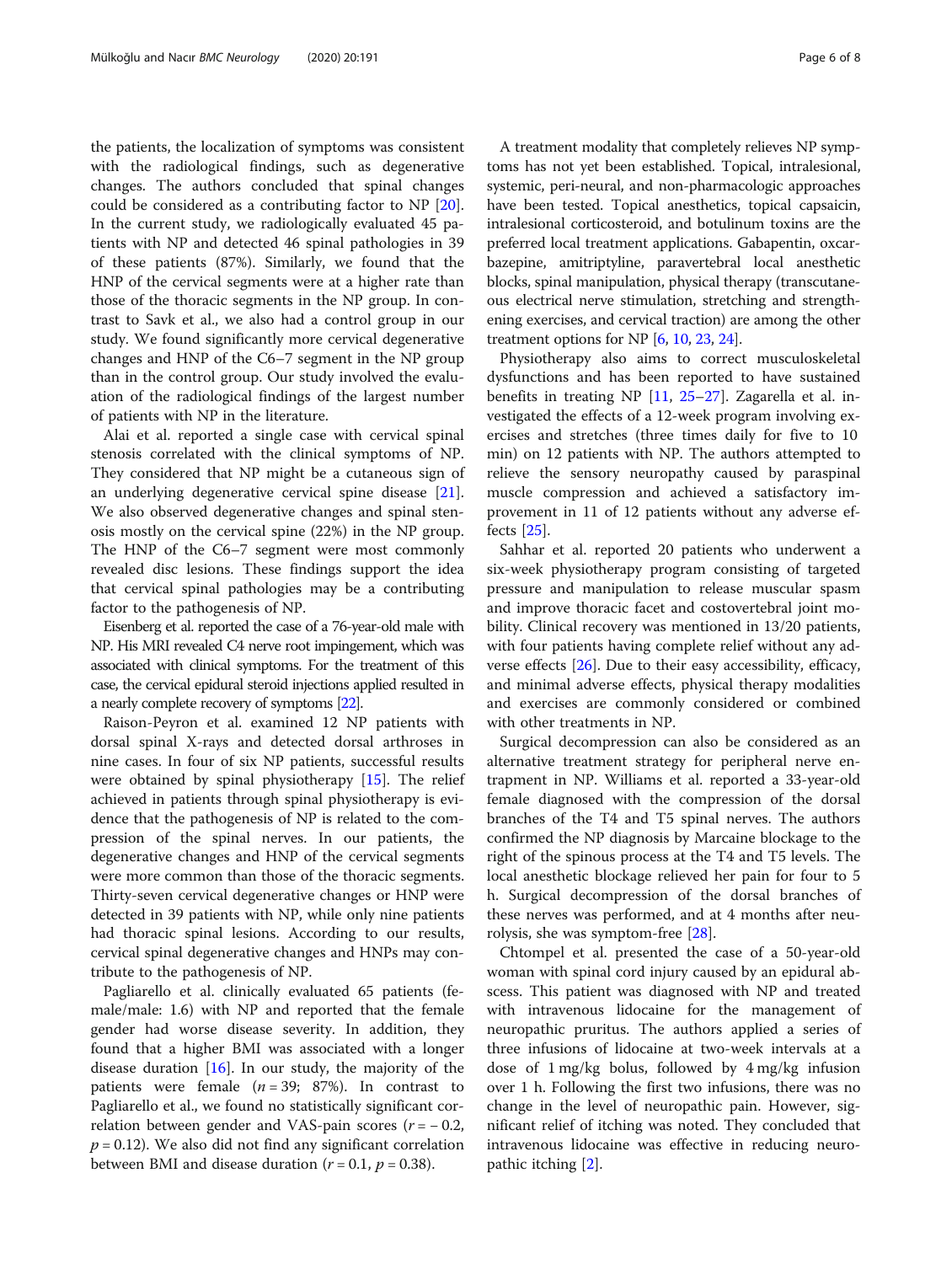the patients, the localization of symptoms was consistent with the radiological findings, such as degenerative changes. The authors concluded that spinal changes could be considered as a contributing factor to NP [20]. In the current study, we radiologically evaluated 45 patients with NP and detected 46 spinal pathologies in 39 of these patients (87%). Similarly, we found that the HNP of the cervical segments were at a higher rate than those of the thoracic segments in the NP group. In contrast to Savk et al., we also had a control group in our study. We found significantly more cervical degenerative changes and HNP of the C6–7 segment in the NP group than in the control group. Our study involved the evaluation of the radiological findings of the largest number of patients with NP in the literature.

Alai et al. reported a single case with cervical spinal stenosis correlated with the clinical symptoms of NP. They considered that NP might be a cutaneous sign of an underlying degenerative cervical spine disease [21]. We also observed degenerative changes and spinal stenosis mostly on the cervical spine (22%) in the NP group. The HNP of the C6–7 segment were most commonly revealed disc lesions. These findings support the idea that cervical spinal pathologies may be a contributing factor to the pathogenesis of NP.

Eisenberg et al. reported the case of a 76-year-old male with NP. His MRI revealed C4 nerve root impingement, which was associated with clinical symptoms. For the treatment of this case, the cervical epidural steroid injections applied resulted in a nearly complete recovery of symptoms [22].

Raison-Peyron et al. examined 12 NP patients with dorsal spinal X-rays and detected dorsal arthroses in nine cases. In four of six NP patients, successful results were obtained by spinal physiotherapy [15]. The relief achieved in patients through spinal physiotherapy is evidence that the pathogenesis of NP is related to the compression of the spinal nerves. In our patients, the degenerative changes and HNP of the cervical segments were more common than those of the thoracic segments. Thirty-seven cervical degenerative changes or HNP were detected in 39 patients with NP, while only nine patients had thoracic spinal lesions. According to our results, cervical spinal degenerative changes and HNPs may contribute to the pathogenesis of NP.

Pagliarello et al. clinically evaluated 65 patients (female/male: 1.6) with NP and reported that the female gender had worse disease severity. In addition, they found that a higher BMI was associated with a longer disease duration [16]. In our study, the majority of the patients were female ($n = 39$; 87%). In contrast to Pagliarello et al., we found no statistically significant correlation between gender and VAS-pain scores ($r = -0.2$, $p = 0.12$). We also did not find any significant correlation between BMI and disease duration ($r = 0.1$, $p = 0.38$).

A treatment modality that completely relieves NP symptoms has not yet been established. Topical, intralesional, systemic, peri-neural, and non-pharmacologic approaches have been tested. Topical anesthetics, topical capsaicin, intralesional corticosteroid, and botulinum toxins are the preferred local treatment applications. Gabapentin, oxcarbazepine, amitriptyline, paravertebral local anesthetic blocks, spinal manipulation, physical therapy (transcutaneous electrical nerve stimulation, stretching and strengthening exercises, and cervical traction) are among the other treatment options for NP [6, 10, 23, 24].

Physiotherapy also aims to correct musculoskeletal dysfunctions and has been reported to have sustained benefits in treating NP [11, 25–27]. Zagarella et al. investigated the effects of a 12-week program involving exercises and stretches (three times daily for five to 10 min) on 12 patients with NP. The authors attempted to relieve the sensory neuropathy caused by paraspinal muscle compression and achieved a satisfactory improvement in 11 of 12 patients without any adverse effects [25].

Sahhar et al. reported 20 patients who underwent a six-week physiotherapy program consisting of targeted pressure and manipulation to release muscular spasm and improve thoracic facet and costovertebral joint mobility. Clinical recovery was mentioned in 13/20 patients, with four patients having complete relief without any adverse effects [26]. Due to their easy accessibility, efficacy, and minimal adverse effects, physical therapy modalities and exercises are commonly considered or combined with other treatments in NP.

Surgical decompression can also be considered as an alternative treatment strategy for peripheral nerve entrapment in NP. Williams et al. reported a 33-year-old female diagnosed with the compression of the dorsal branches of the T4 and T5 spinal nerves. The authors confirmed the NP diagnosis by Marcaine blockage to the right of the spinous process at the T4 and T5 levels. The local anesthetic blockage relieved her pain for four to 5 h. Surgical decompression of the dorsal branches of these nerves was performed, and at 4 months after neurolysis, she was symptom-free [28].

Chtompel et al. presented the case of a 50-year-old woman with spinal cord injury caused by an epidural abscess. This patient was diagnosed with NP and treated with intravenous lidocaine for the management of neuropathic pruritus. The authors applied a series of three infusions of lidocaine at two-week intervals at a dose of 1 mg/kg bolus, followed by 4 mg/kg infusion over 1 h. Following the first two infusions, there was no change in the level of neuropathic pain. However, significant relief of itching was noted. They concluded that intravenous lidocaine was effective in reducing neuropathic itching [2].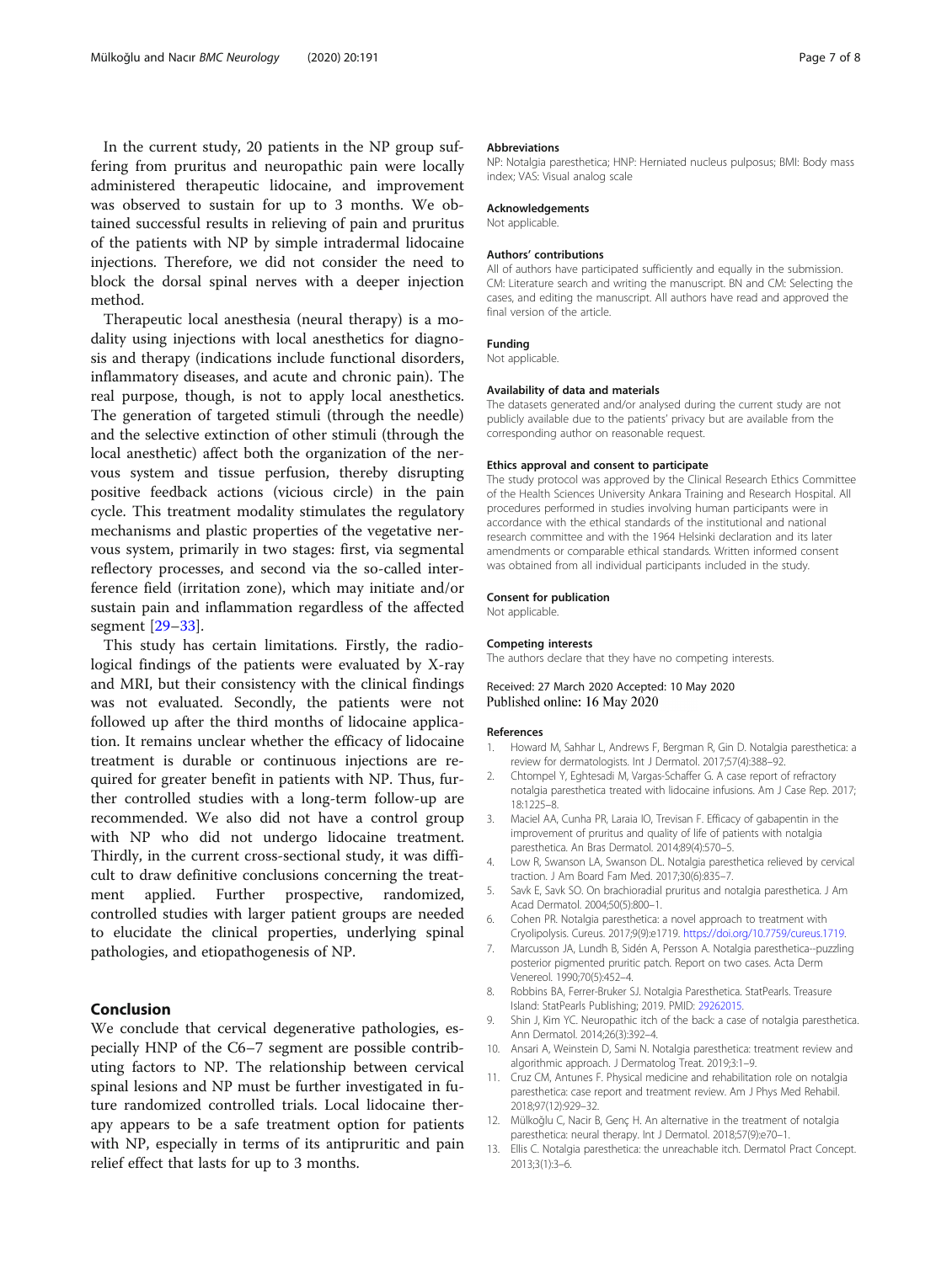In the current study, 20 patients in the NP group suffering from pruritus and neuropathic pain were locally administered therapeutic lidocaine, and improvement was observed to sustain for up to 3 months. We obtained successful results in relieving of pain and pruritus of the patients with NP by simple intradermal lidocaine injections. Therefore, we did not consider the need to block the dorsal spinal nerves with a deeper injection method.

Therapeutic local anesthesia (neural therapy) is a modality using injections with local anesthetics for diagnosis and therapy (indications include functional disorders, inflammatory diseases, and acute and chronic pain). The real purpose, though, is not to apply local anesthetics. The generation of targeted stimuli (through the needle) and the selective extinction of other stimuli (through the local anesthetic) affect both the organization of the nervous system and tissue perfusion, thereby disrupting positive feedback actions (vicious circle) in the pain cycle. This treatment modality stimulates the regulatory mechanisms and plastic properties of the vegetative nervous system, primarily in two stages: first, via segmental reflectory processes, and second via the so-called interference field (irritation zone), which may initiate and/or sustain pain and inflammation regardless of the affected segment [29–33].

This study has certain limitations. Firstly, the radiological findings of the patients were evaluated by X-ray and MRI, but their consistency with the clinical findings was not evaluated. Secondly, the patients were not followed up after the third months of lidocaine application. It remains unclear whether the efficacy of lidocaine treatment is durable or continuous injections are required for greater benefit in patients with NP. Thus, further controlled studies with a long-term follow-up are recommended. We also did not have a control group with NP who did not undergo lidocaine treatment. Thirdly, in the current cross-sectional study, it was difficult to draw definitive conclusions concerning the treatment applied. Further prospective, randomized, controlled studies with larger patient groups are needed to elucidate the clinical properties, underlying spinal pathologies, and etiopathogenesis of NP.

## Conclusion

We conclude that cervical degenerative pathologies, especially HNP of the C6–7 segment are possible contributing factors to NP. The relationship between cervical spinal lesions and NP must be further investigated in future randomized controlled trials. Local lidocaine therapy appears to be a safe treatment option for patients with NP, especially in terms of its antipruritic and pain relief effect that lasts for up to 3 months.

### Abbreviations

NP: Notalgia paresthetica; HNP: Herniated nucleus pulposus; BMI: Body mass index; VAS: Visual analog scale

### Acknowledgements

Not applicable.

### Authors' contributions

All of authors have participated sufficiently and equally in the submission. CM: Literature search and writing the manuscript. BN and CM: Selecting the cases, and editing the manuscript. All authors have read and approved the final version of the article.

### Funding

Not applicable.

### Availability of data and materials

The datasets generated and/or analysed during the current study are not publicly available due to the patients' privacy but are available from the corresponding author on reasonable request.

### Ethics approval and consent to participate

The study protocol was approved by the Clinical Research Ethics Committee of the Health Sciences University Ankara Training and Research Hospital. All procedures performed in studies involving human participants were in accordance with the ethical standards of the institutional and national research committee and with the 1964 Helsinki declaration and its later amendments or comparable ethical standards. Written informed consent was obtained from all individual participants included in the study.

### Consent for publication

Not applicable.

### Competing interests

The authors declare that they have no competing interests.

Received: 27 March 2020 Accepted: 10 May 2020
Published online: 16 May 2020

### References

1. Howard M, Sahhar L, Andrews F, Bergman R, Gin D. Notalgia paresthetica: a review for dermatologists. Int J Dermatol. 2017;57(4):388–92.
2. Chtompel Y, Eghtesadi M, Vargas-Schaffer G. A case report of refractory notalgia paresthetica treated with lidocaine infusions. Am J Case Rep. 2017; 18:1225–8.
3. Maciel AA, Cunha PR, Laraia IO, Trevisan F. Efficacy of gabapentin in the improvement of pruritus and quality of life of patients with notalgia paresthetica. An Bras Dermatol. 2014;89(4):570–5.
4. Low R, Swanson LA, Swanson DL. Notalgia paresthetica relieved by cervical traction. J Am Board Fam Med. 2017;30(6):835–7.
5. Savk E, Savk SO. On brachioradial pruritus and notalgia paresthetica. J Am Acad Dermatol. 2004;50(5):800–1.
6. Cohen PR. Notalgia paresthetica: a novel approach to treatment with Cryolipolysis. Cureus. 2017;9(9):e1719. https://doi.org/10.7759/cureus.1719.
7. Marcusson JA, Lundh B, Sidén A, Persson A. Notalgia paresthetica--puzzling posterior pigmented pruritic patch. Report on two cases. Acta Derm Venereol. 1990;70(5):452–4.
8. Robbins BA, Ferrer-Bruker SJ. Notalgia Paresthetica. StatPearls. Treasure Island: StatPearls Publishing; 2019. PMID: 29262015.
9. Shin J, Kim YC. Neuropathic itch of the back: a case of notalgia paresthetica. Ann Dermatol. 2014;26(3):392–4.
10. Ansari A, Weinstein D, Sami N. Notalgia paresthetica: treatment review and algorithmic approach. J Dermatolog Treat. 2019;3:1–9.
11. Cruz CM, Antunes F. Physical medicine and rehabilitation role on notalgia paresthetica: case report and treatment review. Am J Phys Med Rehabil. 2018;97(12):929–32.
12. Mülkoğlu C, Nacir B, Genç H. An alternative in the treatment of notalgia paresthetica: neural therapy. Int J Dermatol. 2018;57(9):e70–1.
13. Ellis C. Notalgia paresthetica: the unreachable itch. Dermatol Pract Concept. 2013;3(1):3–6.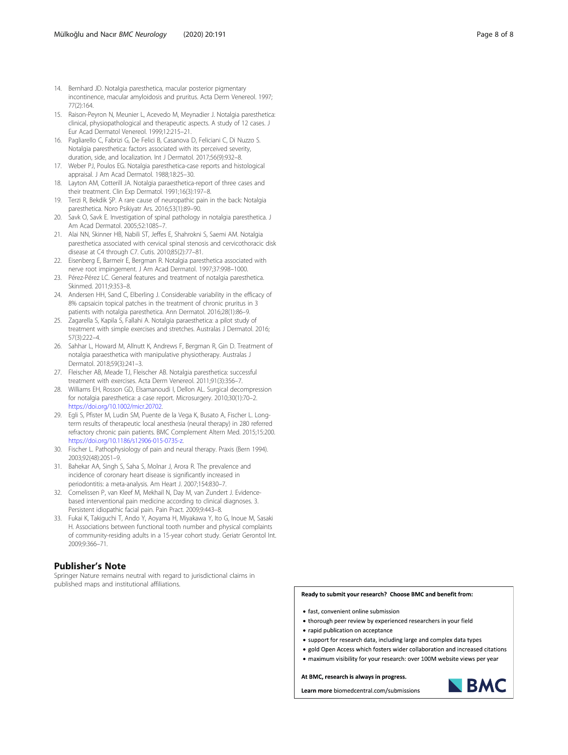14. Bernhard JD. Notalgia paresthetica, macular posterior pigmentary incontinence, macular amyloidosis and pruritus. Acta Derm Venereol. 1997;77(2):164.
15. Raison-Peyron N, Meunier L, Acevedo M, Meynadier J. Notalgia paresthetica: clinical, physiopathological and therapeutic aspects. A study of 12 cases. J Eur Acad Dermatol Venereol. 1999;12:215–21.
16. Pagliarello C, Fabrizi G, De Felici B, Casanova D, Feliciani C, Di Nuzzo S. Notalgia paresthetica: factors associated with its perceived severity, duration, side, and localization. Int J Dermatol. 2017;56(9):932–8.
17. Weber PJ, Poulos EG. Notalgia paresthetica-case reports and histological appraisal. J Am Acad Dermatol. 1988;18:25–30.
18. Layton AM, Cotterill JA. Notalgia paraesthetica-report of three cases and their treatment. Clin Exp Dermatol. 1991;16(3):197–8.
19. Terzi R, Bekdik ŞP. A rare cause of neuropathic pain in the back: Notalgia paresthetica. Noro Psikiyatr Ars. 2016;53(1):89–90.
20. Savk O, Savk E. Investigation of spinal pathology in notalgia paresthetica. J Am Acad Dermatol. 2005;52:1085–7.
21. Alai NN, Skinner HB, Nabili ST, Jeffes E, Shahrokni S, Saemi AM. Notalgia paresthetica associated with cervical spinal stenosis and cervicothoracic disk disease at C4 through C7. Cutis. 2010;85(2):77–81.
22. Eisenberg E, Barmeir E, Bergman R. Notalgia paresthetica associated with nerve root impingement. J Am Acad Dermatol. 1997;37:998–1000.
23. Pérez-Pérez LC. General features and treatment of notalgia paresthetica. Skinmed. 2011;9:353–8.
24. Andersen HH, Sand C, Elberling J. Considerable variability in the efficacy of 8% capsaicin topical patches in the treatment of chronic pruritus in 3 patients with notalgia paresthetica. Ann Dermatol. 2016;28(1):86–9.
25. Zagarella S, Kapila S, Fallahi A. Notalgia paraesthetica: a pilot study of treatment with simple exercises and stretches. Australas J Dermatol. 2016;57(3):222–4.
26. Sahhar L, Howard M, Allnutt K, Andrews F, Bergman R, Gin D. Treatment of notalgia paraesthetica with manipulative physiotherapy. Australas J Dermatol. 2018;59(3):241–3.
27. Fleischer AB, Meade TJ, Fleischer AB. Notalgia paresthetica: successful treatment with exercises. Acta Derm Venereol. 2011;91(3):356–7.
28. Williams EH, Rosson GD, Elsamanoudi I, Dellon AL. Surgical decompression for notalgia paresthetica: a case report. Microsurgery. 2010;30(1):70–2. https://doi.org/10.1002/micr.20702.
29. Egli S, Pfister M, Ludin SM, Puente de la Vega K, Busato A, Fischer L. Long-term results of therapeutic local anesthesia (neural therapy) in 280 referred refractory chronic pain patients. BMC Complement Altern Med. 2015;15:200. https://doi.org/10.1186/s12906-015-0735-z.
30. Fischer L. Pathophysiology of pain and neural therapy. Praxis (Bern 1994). 2003;92(48):2051–9.
31. Bahekar AA, Singh S, Saha S, Molnar J, Arora R. The prevalence and incidence of coronary heart disease is significantly increased in periodontitis: a meta-analysis. Am Heart J. 2007;154:830–7.
32. Cornelissen P, van Kleef M, Mekhail N, Day M, van Zundert J. Evidence-based interventional pain medicine according to clinical diagnoses. 3. Persistent idiopathic facial pain. Pain Pract. 2009;9:443–8.
33. Fukai K, Takiguchi T, Ando Y, Aoyama H, Miyakawa Y, Ito G, Inoue M, Sasaki H. Associations between functional tooth number and physical complaints of community-residing adults in a 15-year cohort study. Geriatr Gerontol Int. 2009;9:366–71.

## Publisher's Note

Springer Nature remains neutral with regard to jurisdictional claims in published maps and institutional affiliations.

**Ready to submit your research? Choose BMC and benefit from:**

- fast, convenient online submission
- thorough peer review by experienced researchers in your field
- rapid publication on acceptance
- support for research data, including large and complex data types
- gold Open Access which fosters wider collaboration and increased citations
- maximum visibility for your research: over 100M website views per year

**At BMC, research is always in progress.**

**Learn more** biomedcentral.com/submissions

BMC